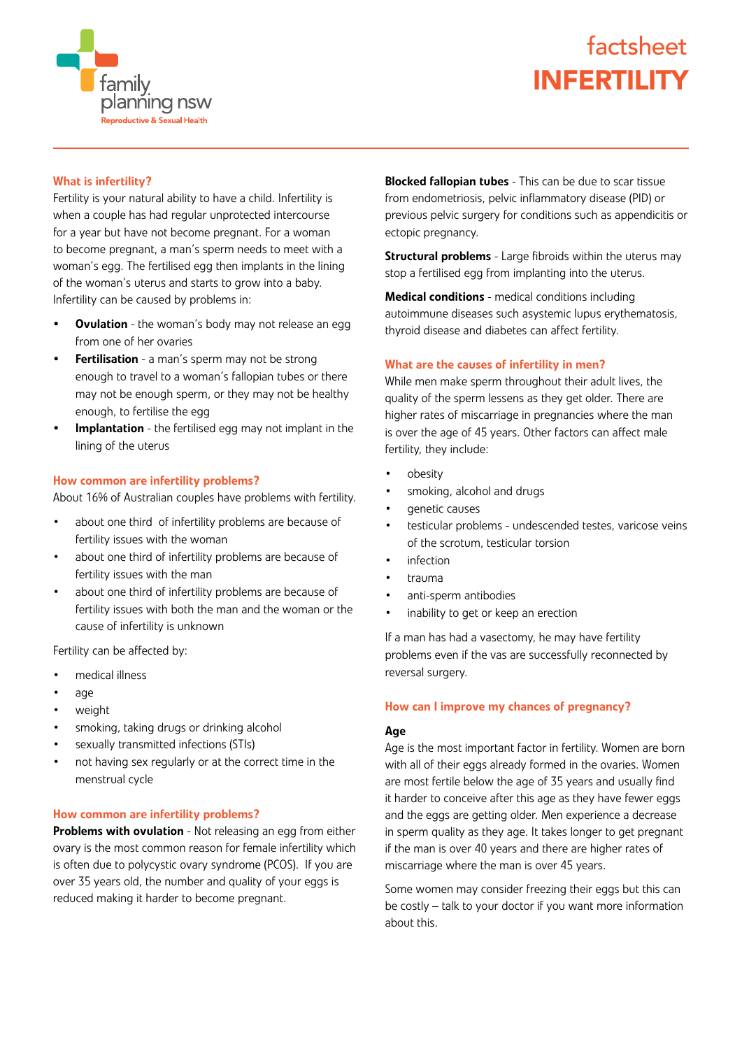# factsheet INFERTILITY

## What is infertility?

Fertility is your natural ability to have a child. Infertility is when a couple has had regular unprotected intercourse for a year but have not become pregnant. For a woman to become pregnant, a man's sperm needs to meet with a woman's egg. The fertilised egg then implants in the lining of the woman's uterus and starts to grow into a baby. Infertility can be caused by problems in:

- **Ovulation** - the woman's body may not release an egg from one of her ovaries
- **Fertilisation** - a man's sperm may not be strong enough to travel to a woman's fallopian tubes or there may not be enough sperm, or they may not be healthy enough, to fertilise the egg
- **Implantation** - the fertilised egg may not implant in the lining of the uterus

## How common are infertility problems?

About 16% of Australian couples have problems with fertility.

- about one third of infertility problems are because of fertility issues with the woman
- about one third of infertility problems are because of fertility issues with the man
- about one third of infertility problems are because of fertility issues with both the man and the woman or the cause of infertility is unknown

Fertility can be affected by:

- medical illness
- age
- weight
- smoking, taking drugs or drinking alcohol
- sexually transmitted infections (STIs)
- not having sex regularly or at the correct time in the menstrual cycle

## How common are infertility problems?

**Problems with ovulation** - Not releasing an egg from either ovary is the most common reason for female infertility which is often due to polycystic ovary syndrome (PCOS). If you are over 35 years old, the number and quality of your eggs is reduced making it harder to become pregnant.

**Blocked fallopian tubes** - This can be due to scar tissue from endometriosis, pelvic inflammatory disease (PID) or previous pelvic surgery for conditions such as appendicitis or ectopic pregnancy.

**Structural problems** - Large fibroids within the uterus may stop a fertilised egg from implanting into the uterus.

**Medical conditions** - medical conditions including autoimmune diseases such asystemic lupus erythematosis, thyroid disease and diabetes can affect fertility.

## What are the causes of infertility in men?

While men make sperm throughout their adult lives, the quality of the sperm lessens as they get older. There are higher rates of miscarriage in pregnancies where the man is over the age of 45 years. Other factors can affect male fertility, they include:

- obesity
- smoking, alcohol and drugs
- genetic causes
- testicular problems - undescended testes, varicose veins of the scrotum, testicular torsion
- infection
- trauma
- anti-sperm antibodies
- inability to get or keep an erection

If a man has had a vasectomy, he may have fertility problems even if the vas are successfully reconnected by reversal surgery.

## How can I improve my chances of pregnancy?

### Age

Age is the most important factor in fertility. Women are born with all of their eggs already formed in the ovaries. Women are most fertile below the age of 35 years and usually find it harder to conceive after this age as they have fewer eggs and the eggs are getting older. Men experience a decrease in sperm quality as they age. It takes longer to get pregnant if the man is over 40 years and there are higher rates of miscarriage where the man is over 45 years.

Some women may consider freezing their eggs but this can be costly – talk to your doctor if you want more information about this.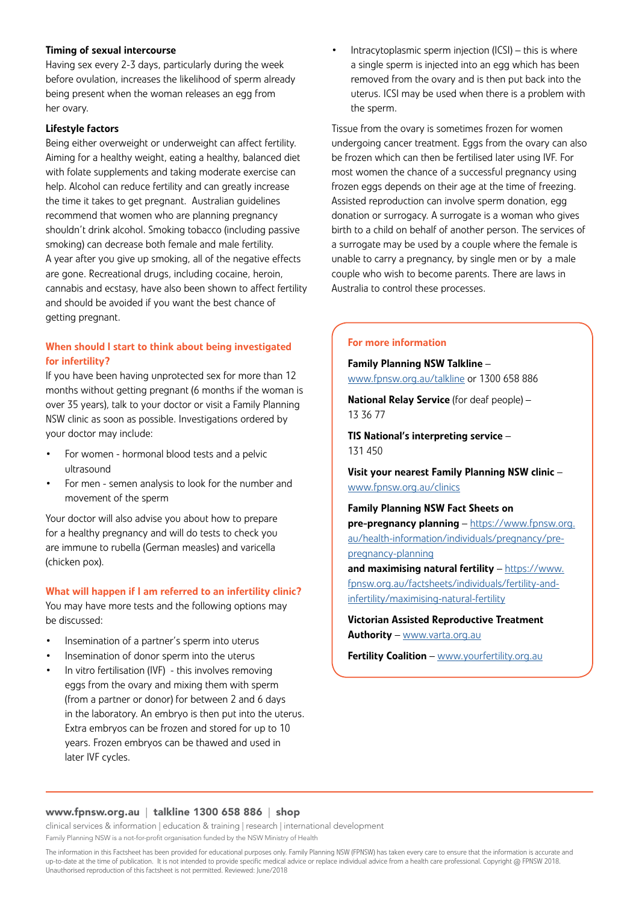### Timing of sexual intercourse

Having sex every 2-3 days, particularly during the week before ovulation, increases the likelihood of sperm already being present when the woman releases an egg from her ovary.

### Lifestyle factors

Being either overweight or underweight can affect fertility. Aiming for a healthy weight, eating a healthy, balanced diet with folate supplements and taking moderate exercise can help. Alcohol can reduce fertility and can greatly increase the time it takes to get pregnant. Australian guidelines recommend that women who are planning pregnancy shouldn't drink alcohol. Smoking tobacco (including passive smoking) can decrease both female and male fertility. A year after you give up smoking, all of the negative effects are gone. Recreational drugs, including cocaine, heroin, cannabis and ecstasy, have also been shown to affect fertility and should be avoided if you want the best chance of getting pregnant.

## When should I start to think about being investigated for infertility?

If you have been having unprotected sex for more than 12 months without getting pregnant (6 months if the woman is over 35 years), talk to your doctor or visit a Family Planning NSW clinic as soon as possible. Investigations ordered by your doctor may include:

- For women - hormonal blood tests and a pelvic ultrasound
- For men - semen analysis to look for the number and movement of the sperm

Your doctor will also advise you about how to prepare for a healthy pregnancy and will do tests to check you are immune to rubella (German measles) and varicella (chicken pox).

## What will happen if I am referred to an infertility clinic?

You may have more tests and the following options may be discussed:

- Insemination of a partner's sperm into uterus
- Insemination of donor sperm into the uterus
- In vitro fertilisation (IVF) - this involves removing eggs from the ovary and mixing them with sperm (from a partner or donor) for between 2 and 6 days in the laboratory. An embryo is then put into the uterus. Extra embryos can be frozen and stored for up to 10 years. Frozen embryos can be thawed and used in later IVF cycles.
- Intracytoplasmic sperm injection (ICSI) – this is where a single sperm is injected into an egg which has been removed from the ovary and is then put back into the uterus. ICSI may be used when there is a problem with the sperm.

Tissue from the ovary is sometimes frozen for women undergoing cancer treatment. Eggs from the ovary can also be frozen which can then be fertilised later using IVF. For most women the chance of a successful pregnancy using frozen eggs depends on their age at the time of freezing. Assisted reproduction can involve sperm donation, egg donation or surrogacy. A surrogate is a woman who gives birth to a child on behalf of another person. The services of a surrogate may be used by a couple where the female is unable to carry a pregnancy, by single men or by a male couple who wish to become parents. There are laws in Australia to control these processes.

## For more information

**Family Planning NSW Talkline** – www.fpnsw.org.au/talkline or 1300 658 886

**National Relay Service** (for deaf people) – 13 36 77

**TIS National's interpreting service** – 131 450

**Visit your nearest Family Planning NSW clinic** – www.fpnsw.org.au/clinics

**Family Planning NSW Fact Sheets on pre-pregnancy planning** – https://www.fpnsw.org.au/health-information/individuals/pregnancy/pre-pregnancy-planning

**and maximising natural fertility** – https://www.fpnsw.org.au/factsheets/individuals/fertility-and-infertility/maximising-natural-fertility

**Victorian Assisted Reproductive Treatment Authority** – www.varta.org.au

**Fertility Coalition** – www.yourfertility.org.au

**www.fpnsw.org.au** | **talkline 1300 658 886** | **shop**

clinical services & information | education & training | research | international development

Family Planning NSW is a not-for-profit organisation funded by the NSW Ministry of Health

The information in this Factsheet has been provided for educational purposes only. Family Planning NSW (FPNSW) has taken every care to ensure that the information is accurate and up-to-date at the time of publication. It is not intended to provide specific medical advice or replace individual advice from a health care professional. Copyright @ FPNSW 2018. Unauthorised reproduction of this factsheet is not permitted. Reviewed: June/2018